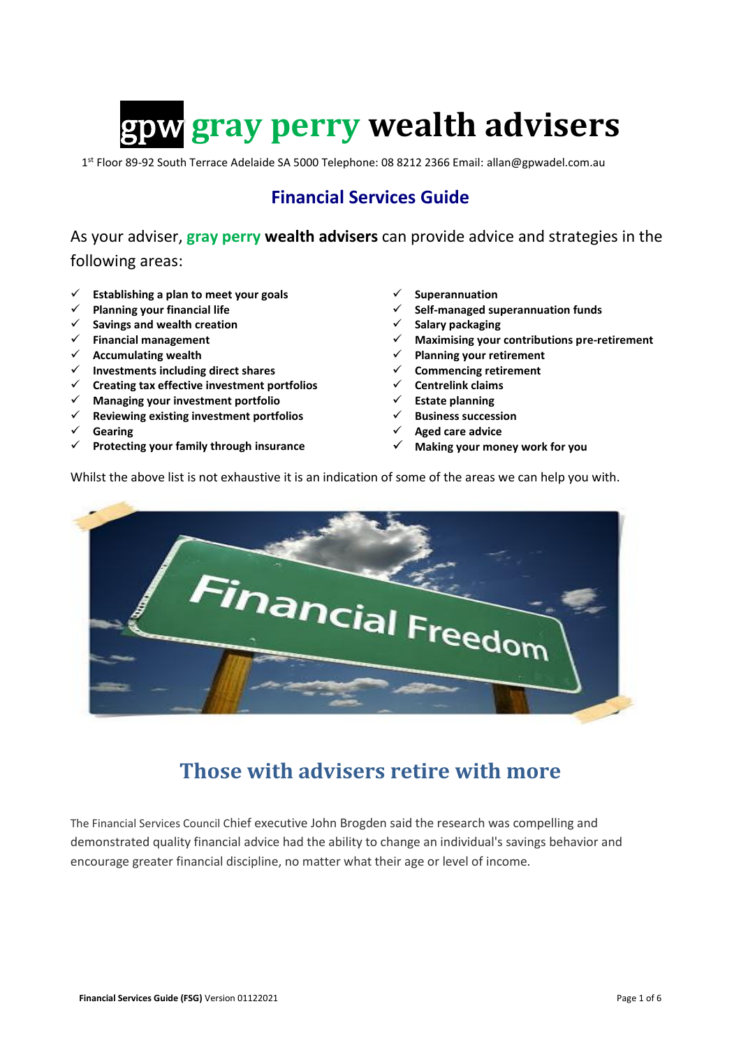# gpw gray perry wealth advisers

1st Floor 89-92 South Terrace Adelaide SA 5000 Telephone: 08 8212 2366 Email: allan@gpwadel.com.au

## Financial Services Guide

As your adviser, **gray perry wealth advisers** can provide advice and strategies in the following areas:

- ✓ **Establishing a plan to meet your goals**
- ✓ **Planning your financial life**
- ✓ **Savings and wealth creation**
- ✓ **Financial management**
- ✓ **Accumulating wealth**
- ✓ **Investments including direct shares**
- ✓ **Creating tax effective investment portfolios**
- ✓ **Managing your investment portfolio**
- ✓ **Reviewing existing investment portfolios**
- ✓ **Gearing**
- ✓ **Protecting your family through insurance**
- ✓ **Superannuation**
- ✓ **Self-managed superannuation funds**
- ✓ **Salary packaging**
- ✓ **Maximising your contributions pre-retirement**
- ✓ **Planning your retirement**
- ✓ **Commencing retirement**
- ✓ **Centrelink claims**
- ✓ **Estate planning**
- ✓ **Business succession**
- ✓ **Aged care advice**
- ✓ **Making your money work for you**

Whilst the above list is not exhaustive it is an indication of some of the areas we can help you with.

## Those with advisers retire with more

The Financial Services Council Chief executive John Brogden said the research was compelling and demonstrated quality financial advice had the ability to change an individual's savings behavior and encourage greater financial discipline, no matter what their age or level of income.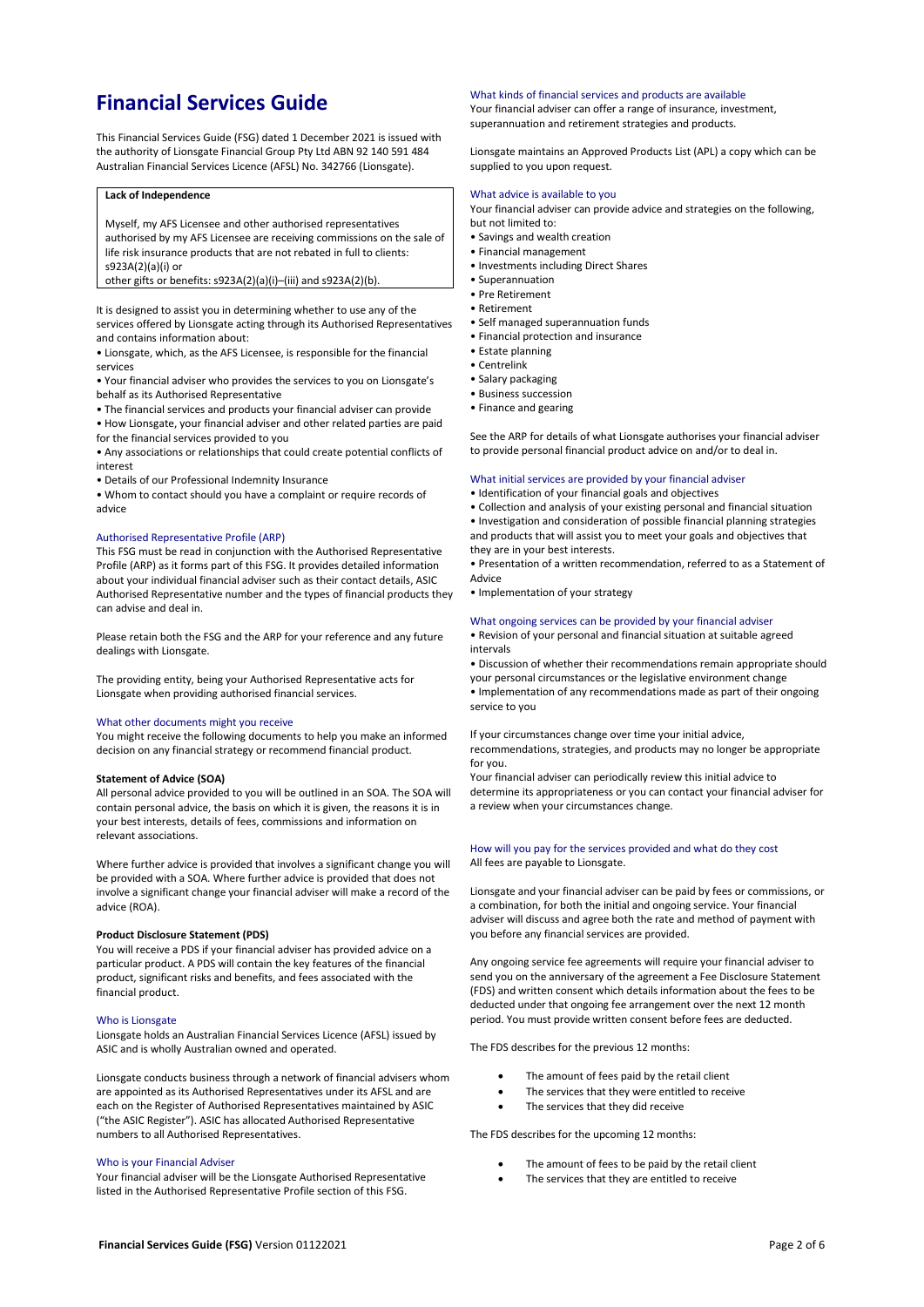# Financial Services Guide

This Financial Services Guide (FSG) dated 1 December 2021 is issued with the authority of Lionsgate Financial Group Pty Ltd ABN 92 140 591 484 Australian Financial Services Licence (AFSL) No. 342766 (Lionsgate).

| **Lack of Independence** |
|---|
| Myself, my AFS Licensee and other authorised representatives authorised by my AFS Licensee are receiving commissions on the sale of life risk insurance products that are not rebated in full to clients: s923A(2)(a)(i) or other gifts or benefits: s923A(2)(a)(i)–(iii) and s923A(2)(b). |

It is designed to assist you in determining whether to use any of the services offered by Lionsgate acting through its Authorised Representatives and contains information about:

- Lionsgate, which, as the AFS Licensee, is responsible for the financial services
- Your financial adviser who provides the services to you on Lionsgate's behalf as its Authorised Representative
- The financial services and products your financial adviser can provide
- How Lionsgate, your financial adviser and other related parties are paid for the financial services provided to you
- Any associations or relationships that could create potential conflicts of interest
- Details of our Professional Indemnity Insurance
- Whom to contact should you have a complaint or require records of advice

## Authorised Representative Profile (ARP)

This FSG must be read in conjunction with the Authorised Representative Profile (ARP) as it forms part of this FSG. It provides detailed information about your individual financial adviser such as their contact details, ASIC Authorised Representative number and the types of financial products they can advise and deal in.

Please retain both the FSG and the ARP for your reference and any future dealings with Lionsgate.

The providing entity, being your Authorised Representative acts for Lionsgate when providing authorised financial services.

## What other documents might you receive

You might receive the following documents to help you make an informed decision on any financial strategy or recommend financial product.

### Statement of Advice (SOA)

All personal advice provided to you will be outlined in an SOA. The SOA will contain personal advice, the basis on which it is given, the reasons it is in your best interests, details of fees, commissions and information on relevant associations.

Where further advice is provided that involves a significant change you will be provided with a SOA. Where further advice is provided that does not involve a significant change your financial adviser will make a record of the advice (ROA).

### Product Disclosure Statement (PDS)

You will receive a PDS if your financial adviser has provided advice on a particular product. A PDS will contain the key features of the financial product, significant risks and benefits, and fees associated with the financial product.

## Who is Lionsgate

Lionsgate holds an Australian Financial Services Licence (AFSL) issued by ASIC and is wholly Australian owned and operated.

Lionsgate conducts business through a network of financial advisers whom are appointed as its Authorised Representatives under its AFSL and are each on the Register of Authorised Representatives maintained by ASIC ("the ASIC Register"). ASIC has allocated Authorised Representative numbers to all Authorised Representatives.

## Who is your Financial Adviser

Your financial adviser will be the Lionsgate Authorised Representative listed in the Authorised Representative Profile section of this FSG.

## What kinds of financial services and products are available

Your financial adviser can offer a range of insurance, investment, superannuation and retirement strategies and products.

Lionsgate maintains an Approved Products List (APL) a copy which can be supplied to you upon request.

## What advice is available to you

Your financial adviser can provide advice and strategies on the following, but not limited to:

- Savings and wealth creation
- Financial management
- Investments including Direct Shares
- Superannuation
- Pre Retirement
- Retirement
- Self managed superannuation funds
- Financial protection and insurance
- Estate planning
- Centrelink
- Salary packaging
- Business succession
- Finance and gearing

See the ARP for details of what Lionsgate authorises your financial adviser to provide personal financial product advice on and/or to deal in.

## What initial services are provided by your financial adviser

- Identification of your financial goals and objectives
- Collection and analysis of your existing personal and financial situation
- Investigation and consideration of possible financial planning strategies and products that will assist you to meet your goals and objectives that they are in your best interests.
- Presentation of a written recommendation, referred to as a Statement of Advice
- Implementation of your strategy

## What ongoing services can be provided by your financial adviser

- Revision of your personal and financial situation at suitable agreed intervals
- Discussion of whether their recommendations remain appropriate should your personal circumstances or the legislative environment change
- Implementation of any recommendations made as part of their ongoing service to you

If your circumstances change over time your initial advice, recommendations, strategies, and products may no longer be appropriate for you.

Your financial adviser can periodically review this initial advice to determine its appropriateness or you can contact your financial adviser for a review when your circumstances change.

## How will you pay for the services provided and what do they cost

All fees are payable to Lionsgate.

Lionsgate and your financial adviser can be paid by fees or commissions, or a combination, for both the initial and ongoing service. Your financial adviser will discuss and agree both the rate and method of payment with you before any financial services are provided.

Any ongoing service fee agreements will require your financial adviser to send you on the anniversary of the agreement a Fee Disclosure Statement (FDS) and written consent which details information about the fees to be deducted under that ongoing fee arrangement over the next 12 month period. You must provide written consent before fees are deducted.

The FDS describes for the previous 12 months:

- The amount of fees paid by the retail client
- The services that they were entitled to receive
- The services that they did receive

The FDS describes for the upcoming 12 months:

- The amount of fees to be paid by the retail client
- The services that they are entitled to receive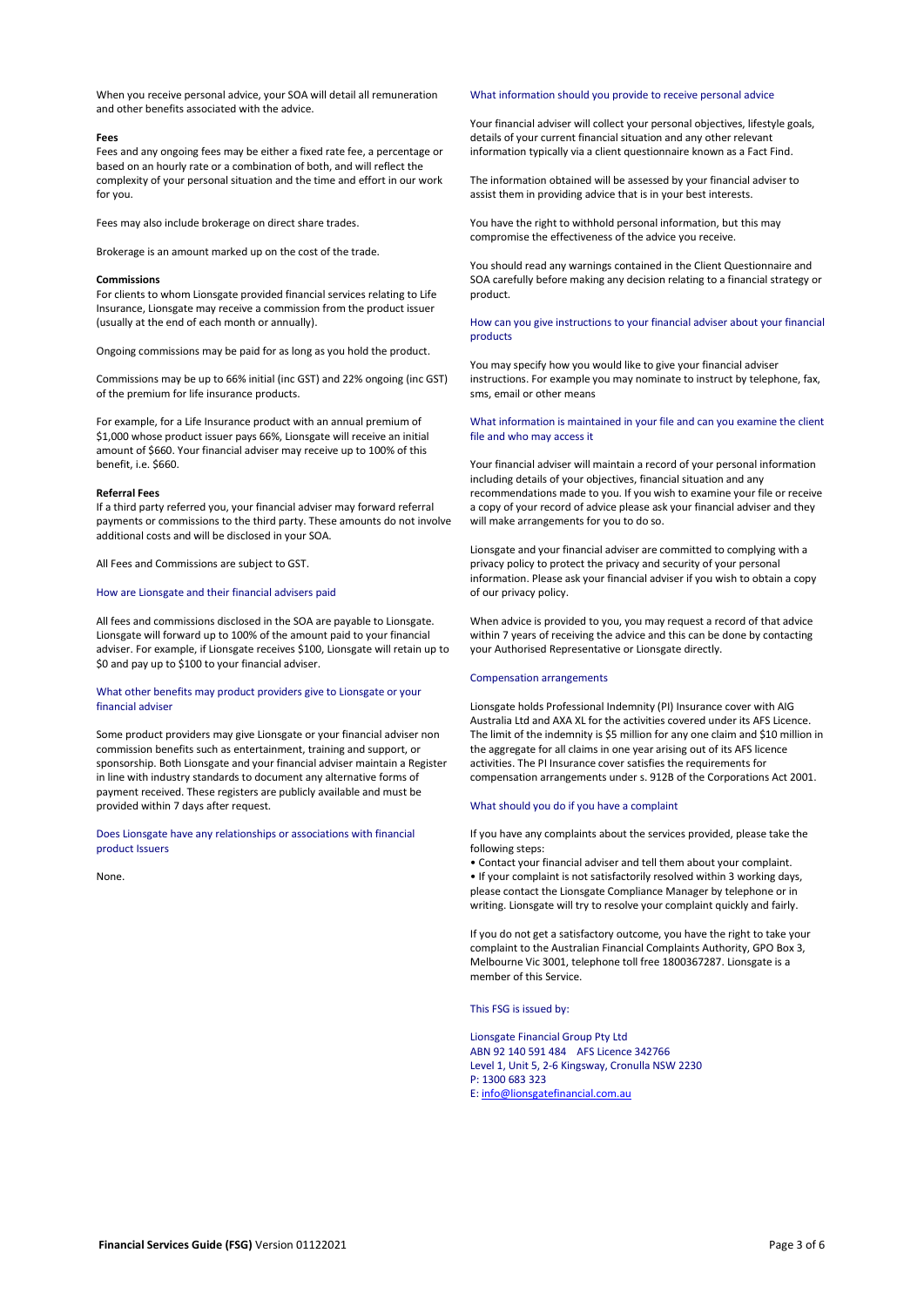When you receive personal advice, your SOA will detail all remuneration and other benefits associated with the advice.

**Fees**

Fees and any ongoing fees may be either a fixed rate fee, a percentage or based on an hourly rate or a combination of both, and will reflect the complexity of your personal situation and the time and effort in our work for you.

Fees may also include brokerage on direct share trades.

Brokerage is an amount marked up on the cost of the trade.

**Commissions**

For clients to whom Lionsgate provided financial services relating to Life Insurance, Lionsgate may receive a commission from the product issuer (usually at the end of each month or annually).

Ongoing commissions may be paid for as long as you hold the product.

Commissions may be up to 66% initial (inc GST) and 22% ongoing (inc GST) of the premium for life insurance products.

For example, for a Life Insurance product with an annual premium of $1,000 whose product issuer pays 66%, Lionsgate will receive an initial amount of $660. Your financial adviser may receive up to 100% of this benefit, i.e. $660.

**Referral Fees**

If a third party referred you, your financial adviser may forward referral payments or commissions to the third party. These amounts do not involve additional costs and will be disclosed in your SOA.

All Fees and Commissions are subject to GST.

## How are Lionsgate and their financial advisers paid

All fees and commissions disclosed in the SOA are payable to Lionsgate. Lionsgate will forward up to 100% of the amount paid to your financial adviser. For example, if Lionsgate receives $100, Lionsgate will retain up to $0 and pay up to $100 to your financial adviser.

## What other benefits may product providers give to Lionsgate or your financial adviser

Some product providers may give Lionsgate or your financial adviser non commission benefits such as entertainment, training and support, or sponsorship. Both Lionsgate and your financial adviser maintain a Register in line with industry standards to document any alternative forms of payment received. These registers are publicly available and must be provided within 7 days after request.

## Does Lionsgate have any relationships or associations with financial product Issuers

None.

## What information should you provide to receive personal advice

Your financial adviser will collect your personal objectives, lifestyle goals, details of your current financial situation and any other relevant information typically via a client questionnaire known as a Fact Find.

The information obtained will be assessed by your financial adviser to assist them in providing advice that is in your best interests.

You have the right to withhold personal information, but this may compromise the effectiveness of the advice you receive.

You should read any warnings contained in the Client Questionnaire and SOA carefully before making any decision relating to a financial strategy or product.

## How can you give instructions to your financial adviser about your financial products

You may specify how you would like to give your financial adviser instructions. For example you may nominate to instruct by telephone, fax, sms, email or other means

## What information is maintained in your file and can you examine the client file and who may access it

Your financial adviser will maintain a record of your personal information including details of your objectives, financial situation and any recommendations made to you. If you wish to examine your file or receive a copy of your record of advice please ask your financial adviser and they will make arrangements for you to do so.

Lionsgate and your financial adviser are committed to complying with a privacy policy to protect the privacy and security of your personal information. Please ask your financial adviser if you wish to obtain a copy of our privacy policy.

When advice is provided to you, you may request a record of that advice within 7 years of receiving the advice and this can be done by contacting your Authorised Representative or Lionsgate directly.

## Compensation arrangements

Lionsgate holds Professional Indemnity (PI) Insurance cover with AIG Australia Ltd and AXA XL for the activities covered under its AFS Licence. The limit of the indemnity is $5 million for any one claim and $10 million in the aggregate for all claims in one year arising out of its AFS licence activities. The PI Insurance cover satisfies the requirements for compensation arrangements under s. 912B of the Corporations Act 2001.

## What should you do if you have a complaint

If you have any complaints about the services provided, please take the following steps:

- Contact your financial adviser and tell them about your complaint.
- If your complaint is not satisfactorily resolved within 3 working days, please contact the Lionsgate Compliance Manager by telephone or in writing. Lionsgate will try to resolve your complaint quickly and fairly.

If you do not get a satisfactory outcome, you have the right to take your complaint to the Australian Financial Complaints Authority, GPO Box 3, Melbourne Vic 3001, telephone toll free 1800367287. Lionsgate is a member of this Service.

## This FSG is issued by:

Lionsgate Financial Group Pty Ltd
ABN 92 140 591 484 AFS Licence 342766
Level 1, Unit 5, 2-6 Kingsway, Cronulla NSW 2230
P: 1300 683 323
E: info@lionsgatefinancial.com.au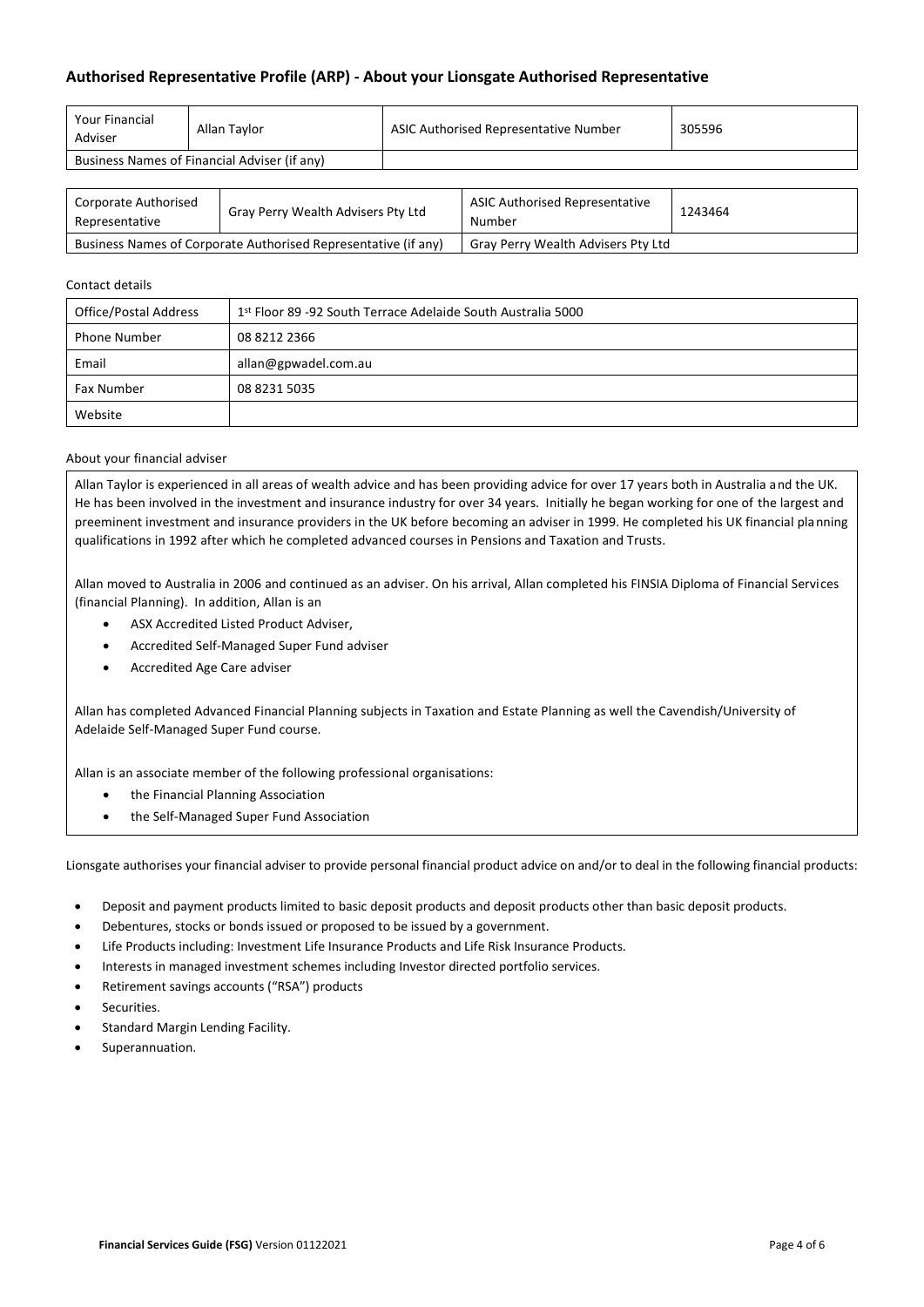## Authorised Representative Profile (ARP) - About your Lionsgate Authorised Representative

| Your Financial Adviser | Allan Taylor | ASIC Authorised Representative Number | 305596 |
|---|---|---|---|
| Business Names of Financial Adviser (if any) | | | |

| Corporate Authorised Representative | Gray Perry Wealth Advisers Pty Ltd | ASIC Authorised Representative Number | 1243464 |
|---|---|---|---|
| Business Names of Corporate Authorised Representative (if any) | | Gray Perry Wealth Advisers Pty Ltd | |

Contact details

| Office/Postal Address | 1st Floor 89 -92 South Terrace Adelaide South Australia 5000 |
|---|---|
| Phone Number | 08 8212 2366 |
| Email | allan@gpwadel.com.au |
| Fax Number | 08 8231 5035 |
| Website | |

About your financial adviser

Allan Taylor is experienced in all areas of wealth advice and has been providing advice for over 17 years both in Australia and the UK. He has been involved in the investment and insurance industry for over 34 years. Initially he began working for one of the largest and preeminent investment and insurance providers in the UK before becoming an adviser in 1999. He completed his UK financial planning qualifications in 1992 after which he completed advanced courses in Pensions and Taxation and Trusts.

Allan moved to Australia in 2006 and continued as an adviser. On his arrival, Allan completed his FINSIA Diploma of Financial Services (financial Planning). In addition, Allan is an

- ASX Accredited Listed Product Adviser,
- Accredited Self-Managed Super Fund adviser
- Accredited Age Care adviser

Allan has completed Advanced Financial Planning subjects in Taxation and Estate Planning as well the Cavendish/University of Adelaide Self-Managed Super Fund course.

Allan is an associate member of the following professional organisations:

- the Financial Planning Association
- the Self-Managed Super Fund Association

Lionsgate authorises your financial adviser to provide personal financial product advice on and/or to deal in the following financial products:

- Deposit and payment products limited to basic deposit products and deposit products other than basic deposit products.
- Debentures, stocks or bonds issued or proposed to be issued by a government.
- Life Products including: Investment Life Insurance Products and Life Risk Insurance Products.
- Interests in managed investment schemes including Investor directed portfolio services.
- Retirement savings accounts ("RSA") products
- Securities.
- Standard Margin Lending Facility.
- Superannuation.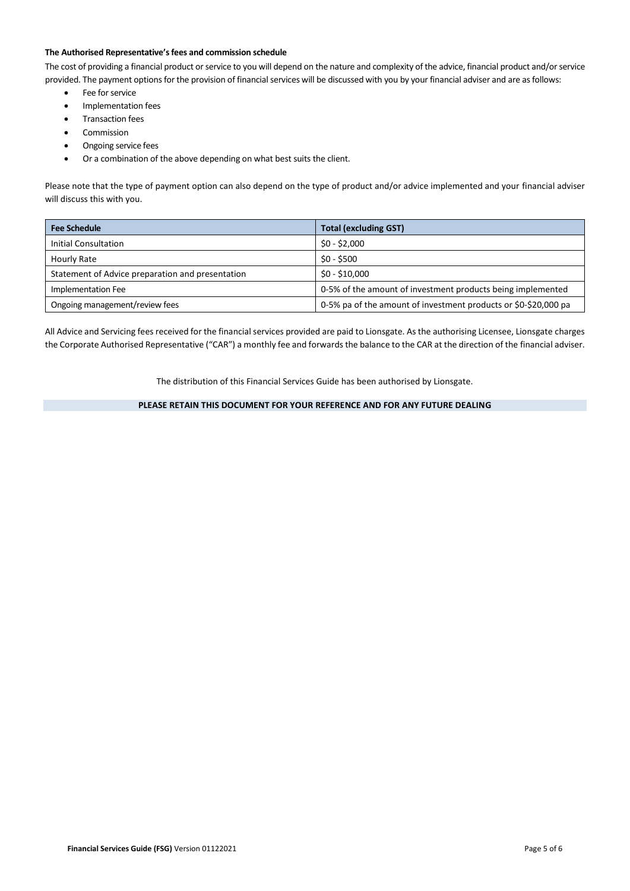**The Authorised Representative's fees and commission schedule**

The cost of providing a financial product or service to you will depend on the nature and complexity of the advice, financial product and/or service provided. The payment options for the provision of financial services will be discussed with you by your financial adviser and are as follows:

- Fee for service
- Implementation fees
- Transaction fees
- Commission
- Ongoing service fees
- Or a combination of the above depending on what best suits the client.

Please note that the type of payment option can also depend on the type of product and/or advice implemented and your financial adviser will discuss this with you.

| Fee Schedule | Total (excluding GST) |
|---|---|
| Initial Consultation | $0 - $2,000 |
| Hourly Rate | $0 - $500 |
| Statement of Advice preparation and presentation | $0 - $10,000 |
| Implementation Fee | 0-5% of the amount of investment products being implemented |
| Ongoing management/review fees | 0-5% pa of the amount of investment products or $0-$20,000 pa |

All Advice and Servicing fees received for the financial services provided are paid to Lionsgate. As the authorising Licensee, Lionsgate charges the Corporate Authorised Representative ("CAR") a monthly fee and forwards the balance to the CAR at the direction of the financial adviser.

The distribution of this Financial Services Guide has been authorised by Lionsgate.

**PLEASE RETAIN THIS DOCUMENT FOR YOUR REFERENCE AND FOR ANY FUTURE DEALING**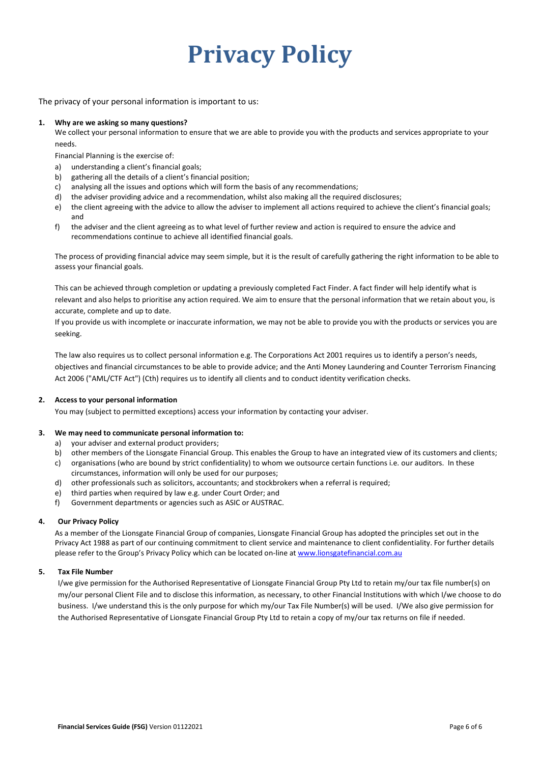# Privacy Policy

The privacy of your personal information is important to us:

**1. Why are we asking so many questions?**

We collect your personal information to ensure that we are able to provide you with the products and services appropriate to your needs.

Financial Planning is the exercise of:

a) understanding a client's financial goals;
b) gathering all the details of a client's financial position;
c) analysing all the issues and options which will form the basis of any recommendations;
d) the adviser providing advice and a recommendation, whilst also making all the required disclosures;
e) the client agreeing with the advice to allow the adviser to implement all actions required to achieve the client's financial goals; and
f) the adviser and the client agreeing as to what level of further review and action is required to ensure the advice and recommendations continue to achieve all identified financial goals.

The process of providing financial advice may seem simple, but it is the result of carefully gathering the right information to be able to assess your financial goals.

This can be achieved through completion or updating a previously completed Fact Finder. A fact finder will help identify what is relevant and also helps to prioritise any action required. We aim to ensure that the personal information that we retain about you, is accurate, complete and up to date.

If you provide us with incomplete or inaccurate information, we may not be able to provide you with the products or services you are seeking.

The law also requires us to collect personal information e.g. The Corporations Act 2001 requires us to identify a person's needs, objectives and financial circumstances to be able to provide advice; and the Anti Money Laundering and Counter Terrorism Financing Act 2006 ("AML/CTF Act") (Cth) requires us to identify all clients and to conduct identity verification checks.

**2. Access to your personal information**

You may (subject to permitted exceptions) access your information by contacting your adviser.

**3. We may need to communicate personal information to:**

a) your adviser and external product providers;
b) other members of the Lionsgate Financial Group. This enables the Group to have an integrated view of its customers and clients;
c) organisations (who are bound by strict confidentiality) to whom we outsource certain functions i.e. our auditors. In these circumstances, information will only be used for our purposes;
d) other professionals such as solicitors, accountants; and stockbrokers when a referral is required;
e) third parties when required by law e.g. under Court Order; and
f) Government departments or agencies such as ASIC or AUSTRAC.

**4. Our Privacy Policy**

As a member of the Lionsgate Financial Group of companies, Lionsgate Financial Group has adopted the principles set out in the Privacy Act 1988 as part of our continuing commitment to client service and maintenance to client confidentiality. For further details please refer to the Group's Privacy Policy which can be located on-line at [www.lionsgatefinancial.com.au](www.lionsgatefinancial.com.au)

**5. Tax File Number**

I/we give permission for the Authorised Representative of Lionsgate Financial Group Pty Ltd to retain my/our tax file number(s) on my/our personal Client File and to disclose this information, as necessary, to other Financial Institutions with which I/we choose to do business. I/we understand this is the only purpose for which my/our Tax File Number(s) will be used. I/We also give permission for the Authorised Representative of Lionsgate Financial Group Pty Ltd to retain a copy of my/our tax returns on file if needed.